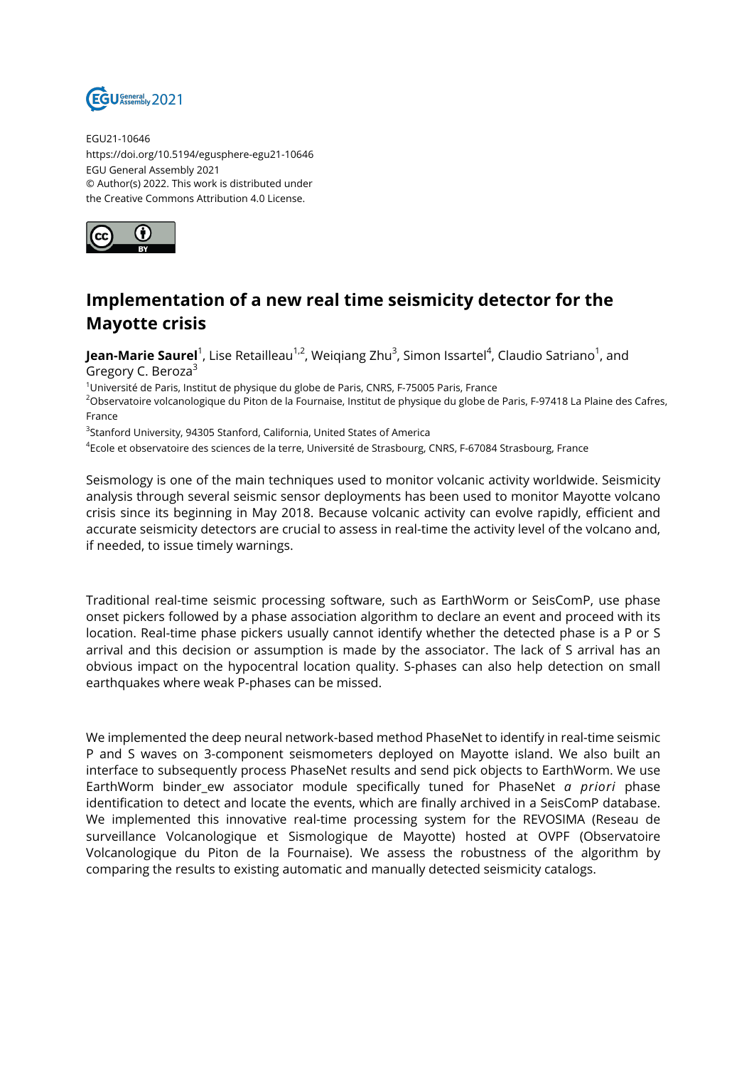EGU21-10646
https://doi.org/10.5194/egusphere-egu21-10646
EGU General Assembly 2021
© Author(s) 2022. This work is distributed under
the Creative Commons Attribution 4.0 License.

# Implementation of a new real time seismicity detector for the Mayotte crisis

**Jean-Marie Saurel**[1], Lise Retailleau[1,2], Weiqiang Zhu[3], Simon Issartel[4], Claudio Satriano[1], and Gregory C. Beroza[3]

[1]Université de Paris, Institut de physique du globe de Paris, CNRS, F-75005 Paris, France
[2]Observatoire volcanologique du Piton de la Fournaise, Institut de physique du globe de Paris, F-97418 La Plaine des Cafres, France
[3]Stanford University, 94305 Stanford, California, United States of America
[4]Ecole et observatoire des sciences de la terre, Université de Strasbourg, CNRS, F-67084 Strasbourg, France

Seismology is one of the main techniques used to monitor volcanic activity worldwide. Seismicity analysis through several seismic sensor deployments has been used to monitor Mayotte volcano crisis since its beginning in May 2018. Because volcanic activity can evolve rapidly, efficient and accurate seismicity detectors are crucial to assess in real-time the activity level of the volcano and, if needed, to issue timely warnings.

Traditional real-time seismic processing software, such as EarthWorm or SeisComP, use phase onset pickers followed by a phase association algorithm to declare an event and proceed with its location. Real-time phase pickers usually cannot identify whether the detected phase is a P or S arrival and this decision or assumption is made by the associator. The lack of S arrival has an obvious impact on the hypocentral location quality. S-phases can also help detection on small earthquakes where weak P-phases can be missed.

We implemented the deep neural network-based method PhaseNet to identify in real-time seismic P and S waves on 3-component seismometers deployed on Mayotte island. We also built an interface to subsequently process PhaseNet results and send pick objects to EarthWorm. We use EarthWorm binder_ew associator module specifically tuned for PhaseNet *a priori* phase identification to detect and locate the events, which are finally archived in a SeisComP database. We implemented this innovative real-time processing system for the REVOSIMA (Reseau de surveillance Volcanologique et Sismologique de Mayotte) hosted at OVPF (Observatoire Volcanologique du Piton de la Fournaise). We assess the robustness of the algorithm by comparing the results to existing automatic and manually detected seismicity catalogs.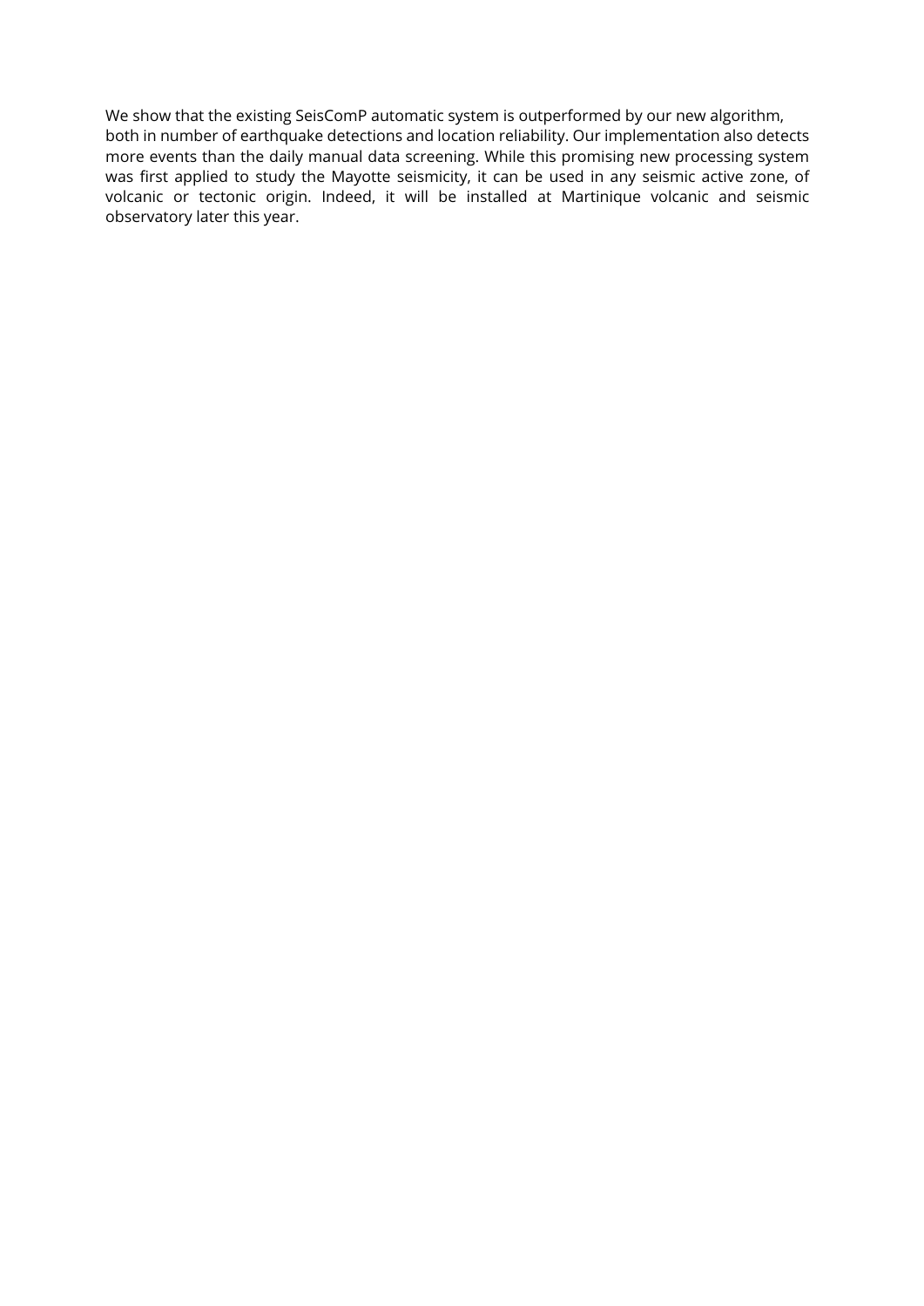We show that the existing SeisComP automatic system is outperformed by our new algorithm, both in number of earthquake detections and location reliability. Our implementation also detects more events than the daily manual data screening. While this promising new processing system was first applied to study the Mayotte seismicity, it can be used in any seismic active zone, of volcanic or tectonic origin. Indeed, it will be installed at Martinique volcanic and seismic observatory later this year.